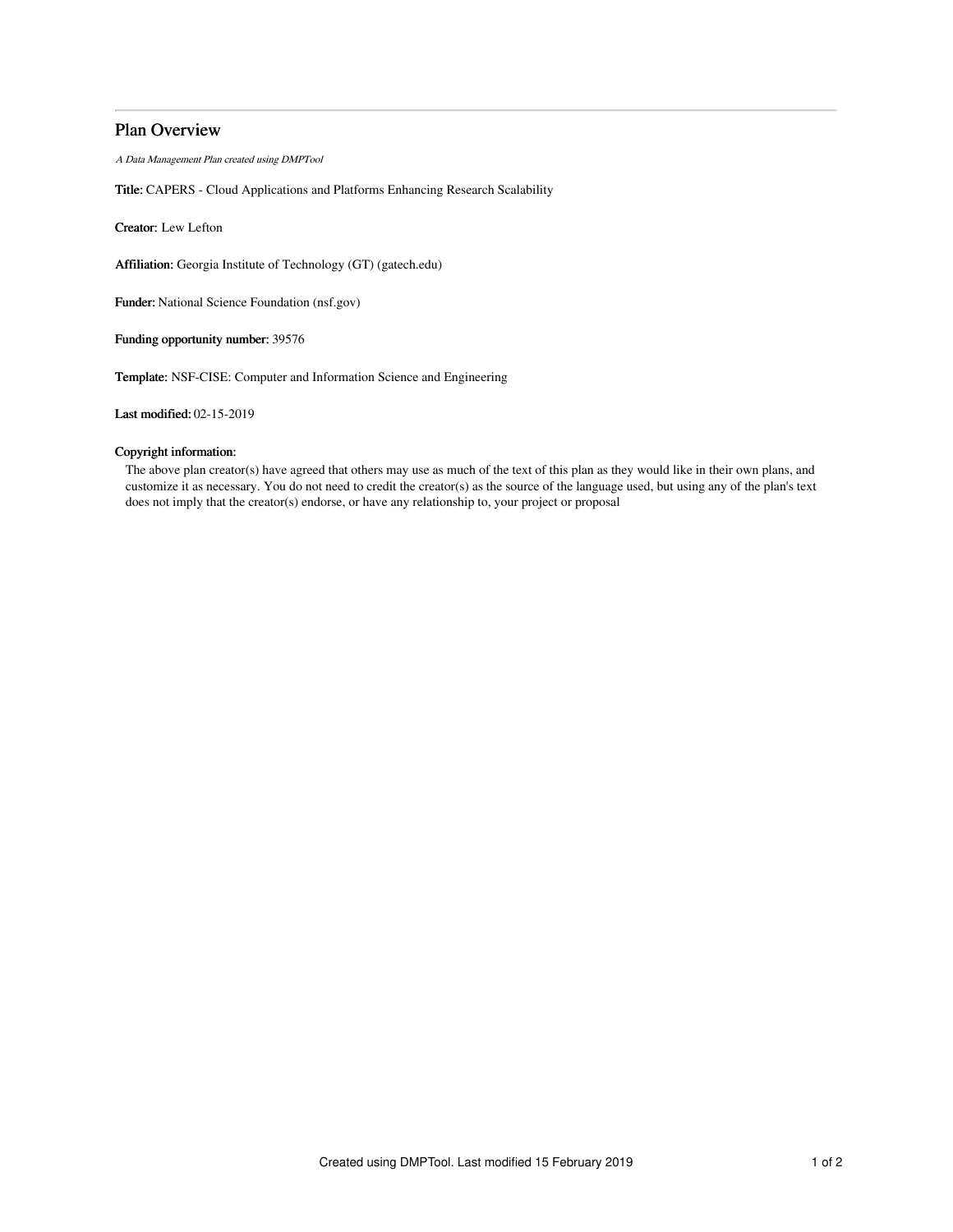# Plan Overview

*A Data Management Plan created using DMPTool*

**Title:** CAPERS - Cloud Applications and Platforms Enhancing Research Scalability

**Creator:** Lew Lefton

**Affiliation:** Georgia Institute of Technology (GT) (gatech.edu)

**Funder:** National Science Foundation (nsf.gov)

**Funding opportunity number:** 39576

**Template:** NSF-CISE: Computer and Information Science and Engineering

**Last modified:** 02-15-2019

**Copyright information:**

The above plan creator(s) have agreed that others may use as much of the text of this plan as they would like in their own plans, and customize it as necessary. You do not need to credit the creator(s) as the source of the language used, but using any of the plan's text does not imply that the creator(s) endorse, or have any relationship to, your project or proposal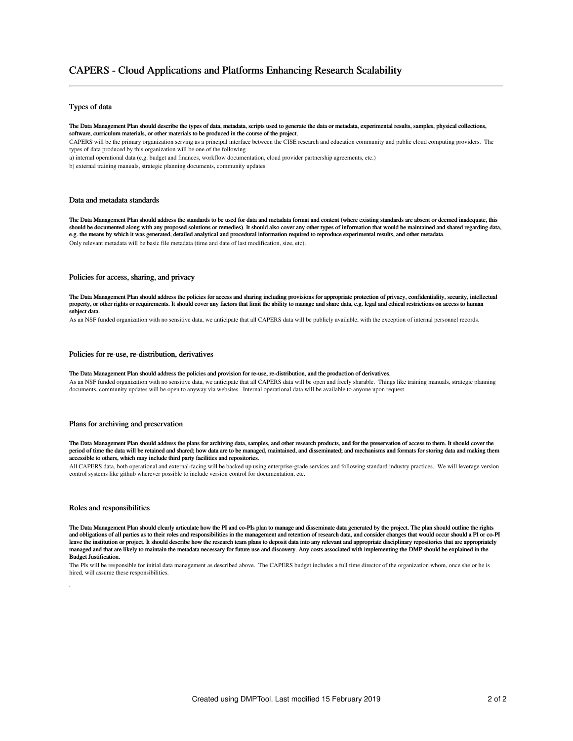## CAPERS - Cloud Applications and Platforms Enhancing Research Scalability

### Types of data

**The Data Management Plan should describe the types of data, metadata, scripts used to generate the data or metadata, experimental results, samples, physical collections, software, curriculum materials, or other materials to be produced in the course of the project.**

CAPERS will be the primary organization serving as a principal interface between the CISE research and education community and public cloud computing providers. The types of data produced by this organization will be one of the following

a) internal operational data (e.g. budget and finances, workflow documentation, cloud provider partnership agreements, etc.)

b) external training manuals, strategic planning documents, community updates

### Data and metadata standards

**The Data Management Plan should address the standards to be used for data and metadata format and content (where existing standards are absent or deemed inadequate, this should be documented along with any proposed solutions or remedies). It should also cover any other types of information that would be maintained and shared regarding data, e.g. the means by which it was generated, detailed analytical and procedural information required to reproduce experimental results, and other metadata.**

Only relevant metadata will be basic file metadata (time and date of last modification, size, etc).

### Policies for access, sharing, and privacy

**The Data Management Plan should address the policies for access and sharing including provisions for appropriate protection of privacy, confidentiality, security, intellectual property, or other rights or requirements. It should cover any factors that limit the ability to manage and share data, e.g. legal and ethical restrictions on access to human subject data.**

As an NSF funded organization with no sensitive data, we anticipate that all CAPERS data will be publicly available, with the exception of internal personnel records.

### Policies for re-use, re-distribution, derivatives

**The Data Management Plan should address the policies and provision for re-use, re-distribution, and the production of derivatives.**

As an NSF funded organization with no sensitive data, we anticipate that all CAPERS data will be open and freely sharable. Things like training manuals, strategic planning documents, community updates will be open to anyway via websites. Internal operational data will be available to anyone upon request.

### Plans for archiving and preservation

**The Data Management Plan should address the plans for archiving data, samples, and other research products, and for the preservation of access to them. It should cover the period of time the data will be retained and shared; how data are to be managed, maintained, and disseminated; and mechanisms and formats for storing data and making them accessible to others, which may include third party facilities and repositories.**

All CAPERS data, both operational and external-facing will be backed up using enterprise-grade services and following standard industry practices. We will leverage version control systems like github wherever possible to include version control for documentation, etc.

### Roles and responsibilities

**The Data Management Plan should clearly articulate how the PI and co-PIs plan to manage and disseminate data generated by the project. The plan should outline the rights and obligations of all parties as to their roles and responsibilities in the management and retention of research data, and consider changes that would occur should a PI or co-PI leave the institution or project. It should describe how the research team plans to deposit data into any relevant and appropriate disciplinary repositories that are appropriately managed and that are likely to maintain the metadata necessary for future use and discovery. Any costs associated with implementing the DMP should be explained in the Budget Justification.**

The PIs will be responsible for initial data management as described above. The CAPERS budget includes a full time director of the organization whom, once she or he is hired, will assume these responsibilities.

Created using DMPTool. Last modified 15 February 2019